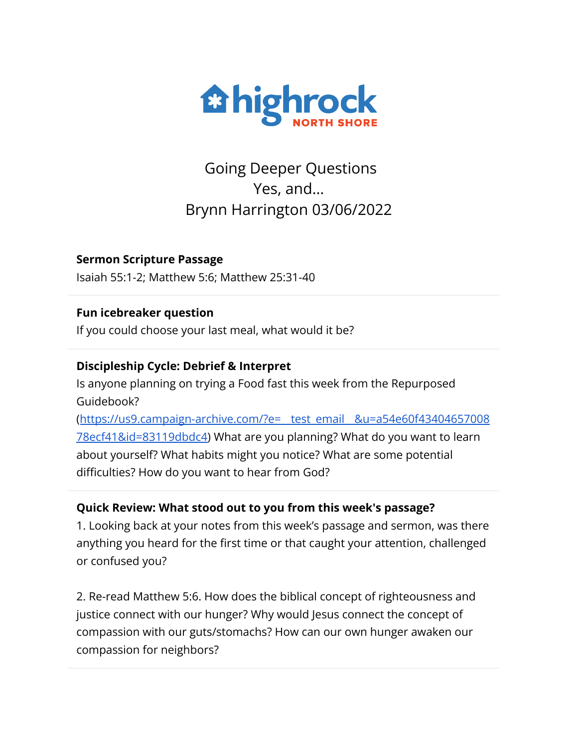highrock NORTH SHORE

# Going Deeper Questions
# Yes, and...
# Brynn Harrington 03/06/2022

**Sermon Scripture Passage**

Isaiah 55:1-2; Matthew 5:6; Matthew 25:31-40

---

**Fun icebreaker question**

If you could choose your last meal, what would it be?

---

**Discipleship Cycle: Debrief & Interpret**

Is anyone planning on trying a Food fast this week from the Repurposed Guidebook? (https://us9.campaign-archive.com/?e=__test_email__&u=a54e60f4340465700878ecf41&id=83119dbdc4) What are you planning? What do you want to learn about yourself? What habits might you notice? What are some potential difficulties? How do you want to hear from God?

---

**Quick Review: What stood out to you from this week's passage?**

1. Looking back at your notes from this week's passage and sermon, was there anything you heard for the first time or that caught your attention, challenged or confused you?

2. Re-read Matthew 5:6. How does the biblical concept of righteousness and justice connect with our hunger? Why would Jesus connect the concept of compassion with our guts/stomachs? How can our own hunger awaken our compassion for neighbors?

---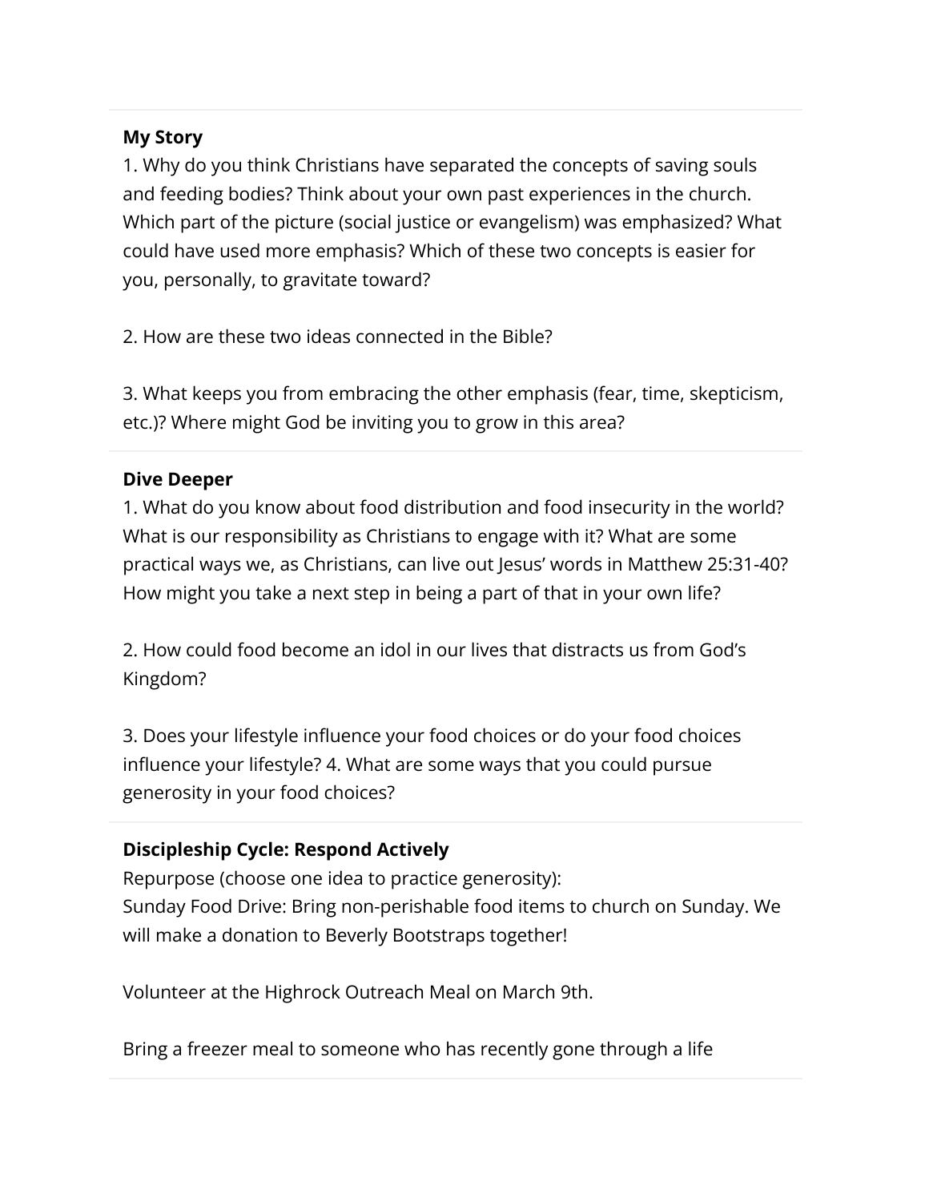**My Story**

1. Why do you think Christians have separated the concepts of saving souls and feeding bodies? Think about your own past experiences in the church. Which part of the picture (social justice or evangelism) was emphasized? What could have used more emphasis? Which of these two concepts is easier for you, personally, to gravitate toward?

2. How are these two ideas connected in the Bible?

3. What keeps you from embracing the other emphasis (fear, time, skepticism, etc.)? Where might God be inviting you to grow in this area?

**Dive Deeper**

1. What do you know about food distribution and food insecurity in the world? What is our responsibility as Christians to engage with it? What are some practical ways we, as Christians, can live out Jesus' words in Matthew 25:31-40? How might you take a next step in being a part of that in your own life?

2. How could food become an idol in our lives that distracts us from God's Kingdom?

3. Does your lifestyle influence your food choices or do your food choices influence your lifestyle? 4. What are some ways that you could pursue generosity in your food choices?

**Discipleship Cycle: Respond Actively**

Repurpose (choose one idea to practice generosity):
Sunday Food Drive: Bring non-perishable food items to church on Sunday. We will make a donation to Beverly Bootstraps together!

Volunteer at the Highrock Outreach Meal on March 9th.

Bring a freezer meal to someone who has recently gone through a life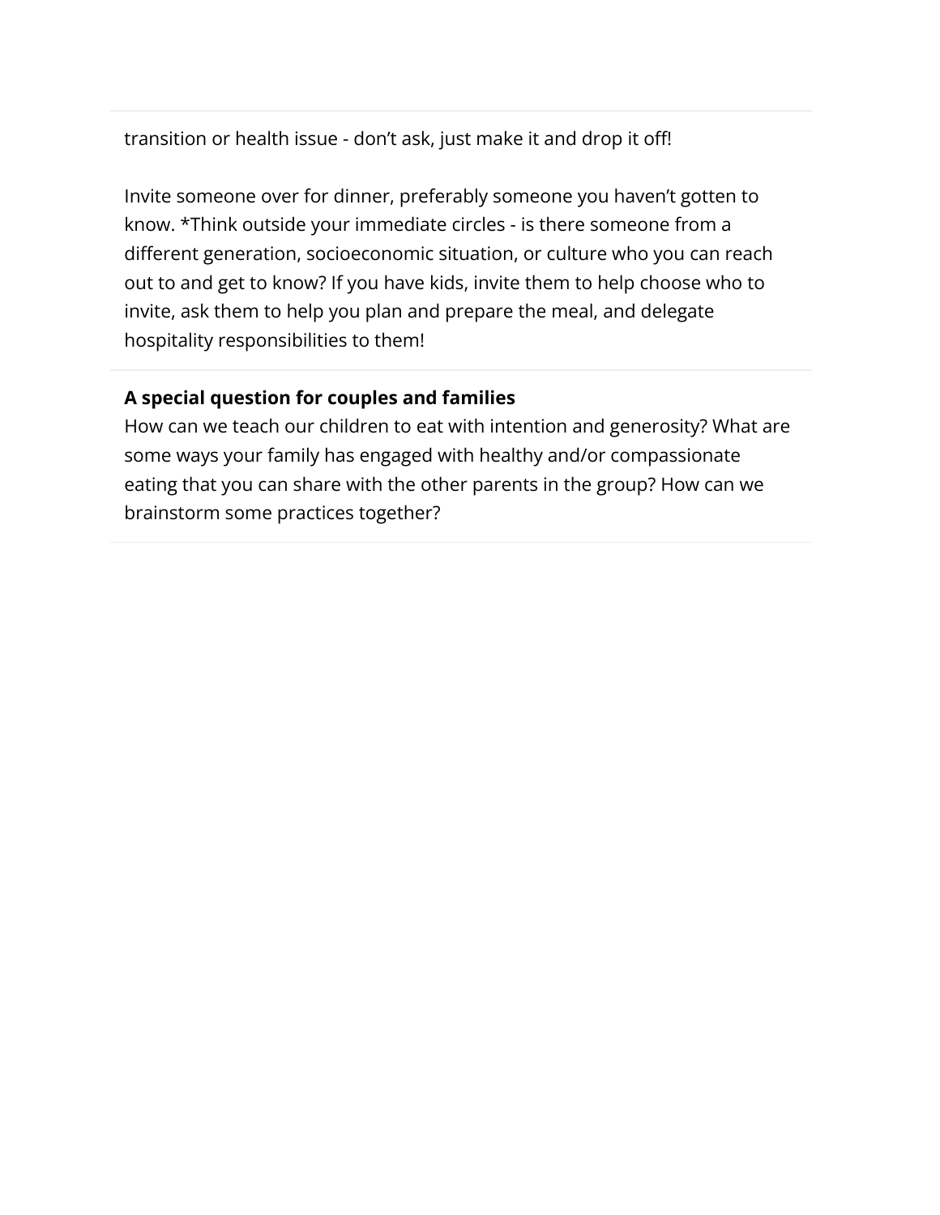transition or health issue - don't ask, just make it and drop it off!

Invite someone over for dinner, preferably someone you haven't gotten to know. *Think outside your immediate circles - is there someone from a different generation, socioeconomic situation, or culture who you can reach out to and get to know? If you have kids, invite them to help choose who to invite, ask them to help you plan and prepare the meal, and delegate hospitality responsibilities to them!

---

**A special question for couples and families**

How can we teach our children to eat with intention and generosity? What are some ways your family has engaged with healthy and/or compassionate eating that you can share with the other parents in the group? How can we brainstorm some practices together?